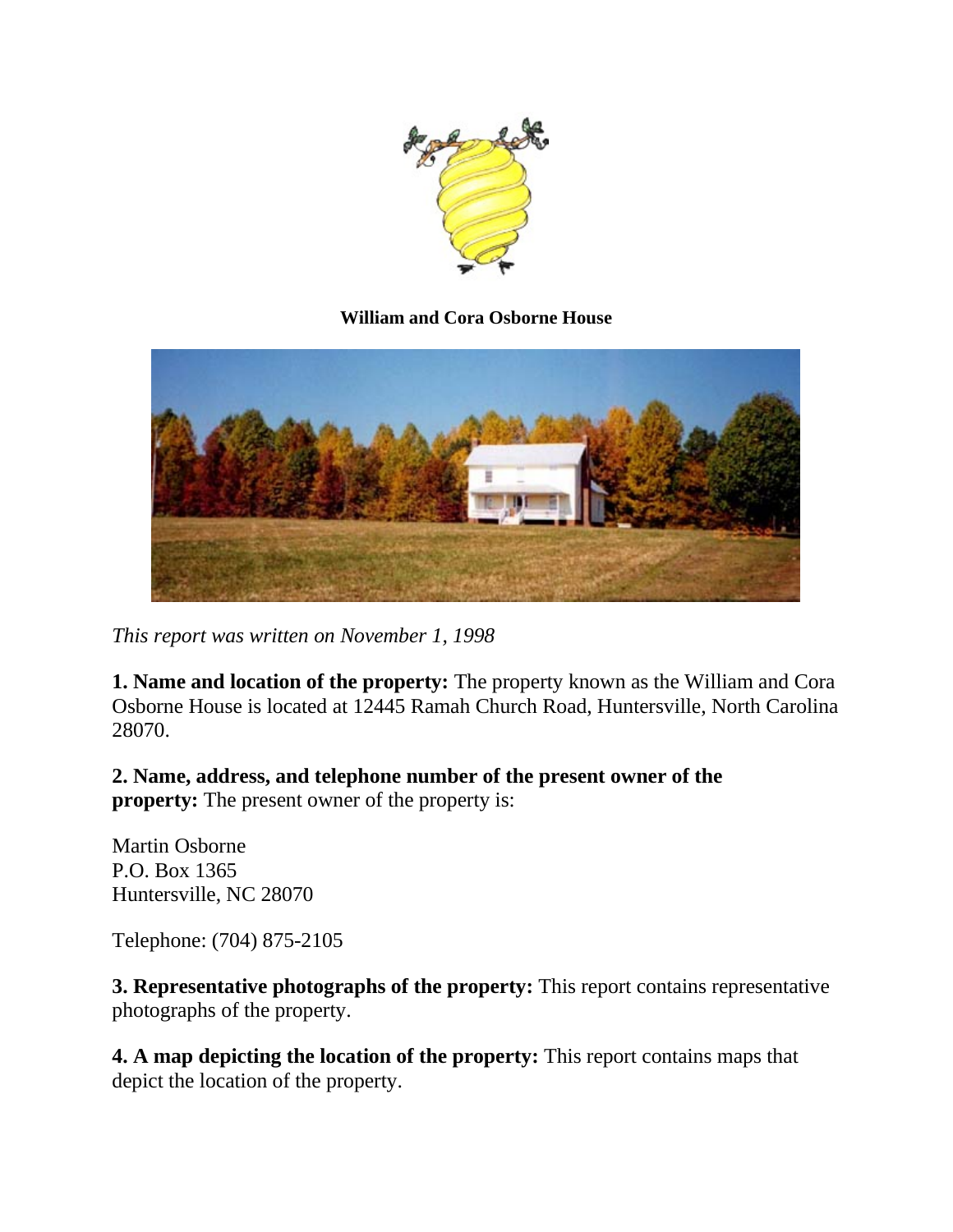**William and Cora Osborne House**

*This report was written on November 1, 1998*

**1. Name and location of the property:** The property known as the William and Cora Osborne House is located at 12445 Ramah Church Road, Huntersville, North Carolina 28070.

**2. Name, address, and telephone number of the present owner of the property:** The present owner of the property is:

Martin Osborne
P.O. Box 1365
Huntersville, NC 28070

Telephone: (704) 875-2105

**3. Representative photographs of the property:** This report contains representative photographs of the property.

**4. A map depicting the location of the property:** This report contains maps that depict the location of the property.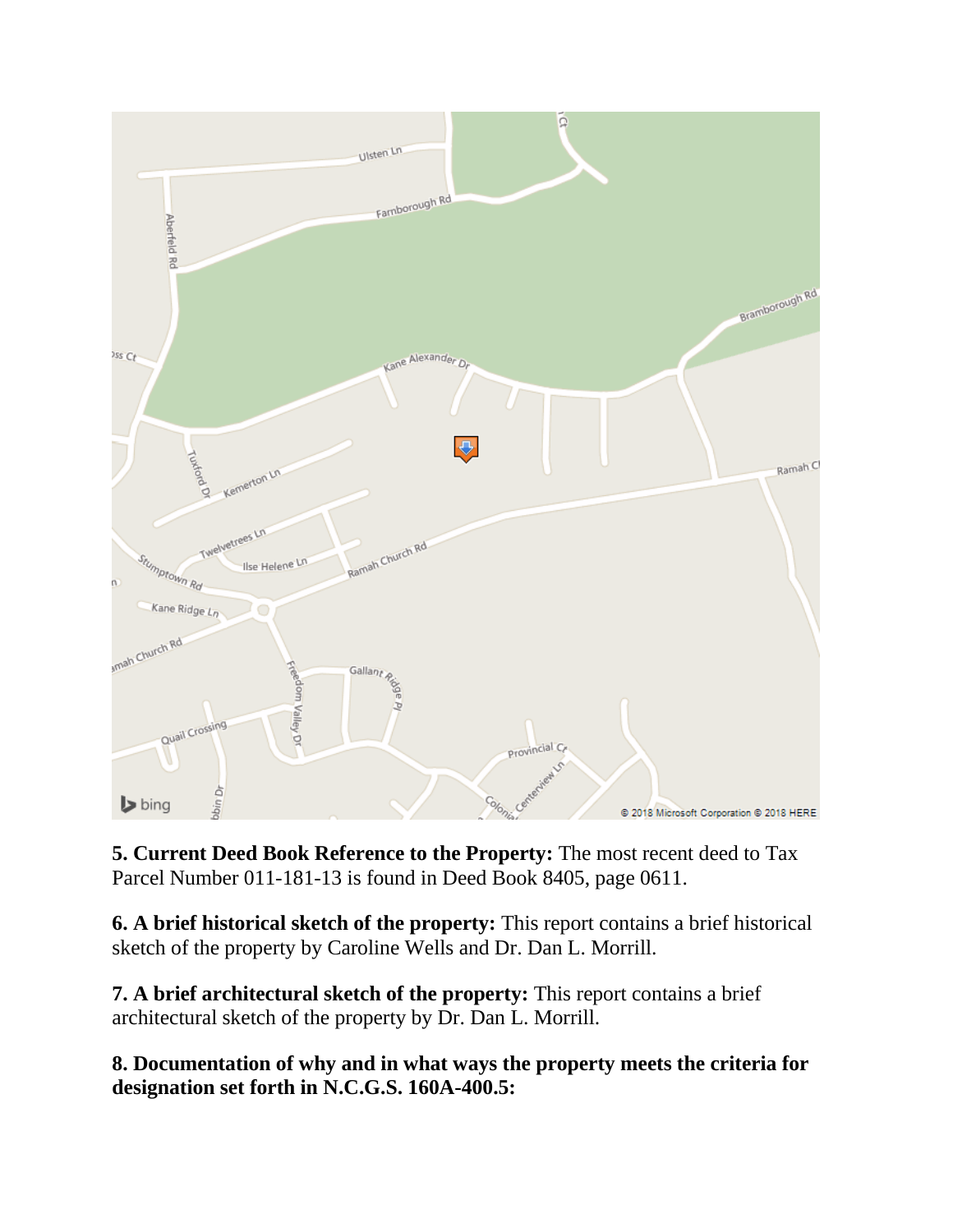**5. Current Deed Book Reference to the Property:** The most recent deed to Tax Parcel Number 011-181-13 is found in Deed Book 8405, page 0611.

**6. A brief historical sketch of the property:** This report contains a brief historical sketch of the property by Caroline Wells and Dr. Dan L. Morrill.

**7. A brief architectural sketch of the property:** This report contains a brief architectural sketch of the property by Dr. Dan L. Morrill.

**8. Documentation of why and in what ways the property meets the criteria for designation set forth in N.C.G.S. 160A-400.5:**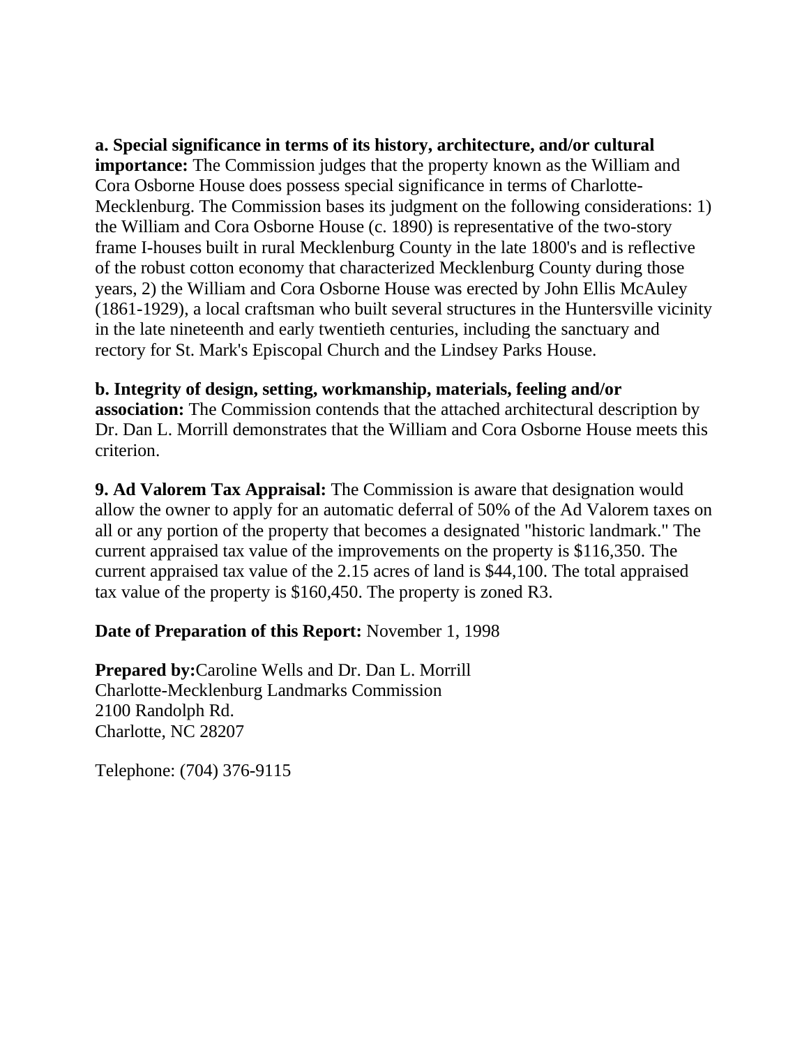**a. Special significance in terms of its history, architecture, and/or cultural importance:** The Commission judges that the property known as the William and Cora Osborne House does possess special significance in terms of Charlotte-Mecklenburg. The Commission bases its judgment on the following considerations: 1) the William and Cora Osborne House (c. 1890) is representative of the two-story frame I-houses built in rural Mecklenburg County in the late 1800's and is reflective of the robust cotton economy that characterized Mecklenburg County during those years, 2) the William and Cora Osborne House was erected by John Ellis McAuley (1861-1929), a local craftsman who built several structures in the Huntersville vicinity in the late nineteenth and early twentieth centuries, including the sanctuary and rectory for St. Mark's Episcopal Church and the Lindsey Parks House.

**b. Integrity of design, setting, workmanship, materials, feeling and/or association:** The Commission contends that the attached architectural description by Dr. Dan L. Morrill demonstrates that the William and Cora Osborne House meets this criterion.

**9. Ad Valorem Tax Appraisal:** The Commission is aware that designation would allow the owner to apply for an automatic deferral of 50% of the Ad Valorem taxes on all or any portion of the property that becomes a designated "historic landmark." The current appraised tax value of the improvements on the property is $116,350. The current appraised tax value of the 2.15 acres of land is $44,100. The total appraised tax value of the property is $160,450. The property is zoned R3.

**Date of Preparation of this Report:** November 1, 1998

**Prepared by:**Caroline Wells and Dr. Dan L. Morrill
Charlotte-Mecklenburg Landmarks Commission
2100 Randolph Rd.
Charlotte, NC 28207

Telephone: (704) 376-9115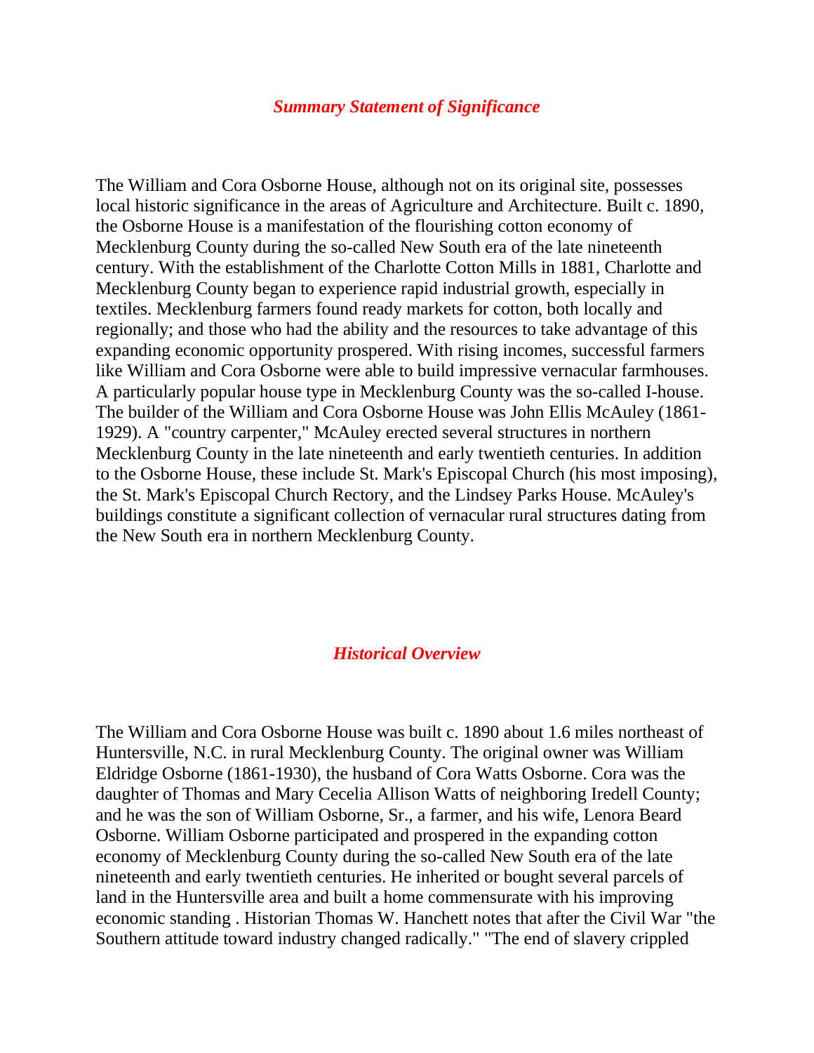## *Summary Statement of Significance*

The William and Cora Osborne House, although not on its original site, possesses local historic significance in the areas of Agriculture and Architecture. Built c. 1890, the Osborne House is a manifestation of the flourishing cotton economy of Mecklenburg County during the so-called New South era of the late nineteenth century. With the establishment of the Charlotte Cotton Mills in 1881, Charlotte and Mecklenburg County began to experience rapid industrial growth, especially in textiles. Mecklenburg farmers found ready markets for cotton, both locally and regionally; and those who had the ability and the resources to take advantage of this expanding economic opportunity prospered. With rising incomes, successful farmers like William and Cora Osborne were able to build impressive vernacular farmhouses. A particularly popular house type in Mecklenburg County was the so-called I-house. The builder of the William and Cora Osborne House was John Ellis McAuley (1861-1929). A "country carpenter," McAuley erected several structures in northern Mecklenburg County in the late nineteenth and early twentieth centuries. In addition to the Osborne House, these include St. Mark's Episcopal Church (his most imposing), the St. Mark's Episcopal Church Rectory, and the Lindsey Parks House. McAuley's buildings constitute a significant collection of vernacular rural structures dating from the New South era in northern Mecklenburg County.

## *Historical Overview*

The William and Cora Osborne House was built c. 1890 about 1.6 miles northeast of Huntersville, N.C. in rural Mecklenburg County. The original owner was William Eldridge Osborne (1861-1930), the husband of Cora Watts Osborne. Cora was the daughter of Thomas and Mary Cecelia Allison Watts of neighboring Iredell County; and he was the son of William Osborne, Sr., a farmer, and his wife, Lenora Beard Osborne. William Osborne participated and prospered in the expanding cotton economy of Mecklenburg County during the so-called New South era of the late nineteenth and early twentieth centuries. He inherited or bought several parcels of land in the Huntersville area and built a home commensurate with his improving economic standing . Historian Thomas W. Hanchett notes that after the Civil War "the Southern attitude toward industry changed radically." "The end of slavery crippled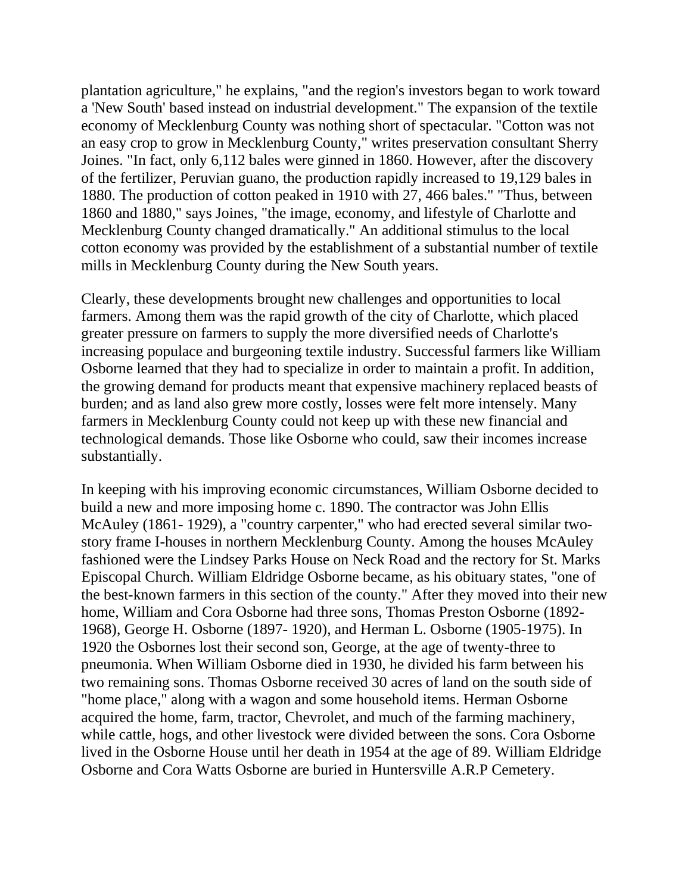plantation agriculture," he explains, "and the region's investors began to work toward a 'New South' based instead on industrial development." The expansion of the textile economy of Mecklenburg County was nothing short of spectacular. "Cotton was not an easy crop to grow in Mecklenburg County," writes preservation consultant Sherry Joines. "In fact, only 6,112 bales were ginned in 1860. However, after the discovery of the fertilizer, Peruvian guano, the production rapidly increased to 19,129 bales in 1880. The production of cotton peaked in 1910 with 27, 466 bales." "Thus, between 1860 and 1880," says Joines, "the image, economy, and lifestyle of Charlotte and Mecklenburg County changed dramatically." An additional stimulus to the local cotton economy was provided by the establishment of a substantial number of textile mills in Mecklenburg County during the New South years.

Clearly, these developments brought new challenges and opportunities to local farmers. Among them was the rapid growth of the city of Charlotte, which placed greater pressure on farmers to supply the more diversified needs of Charlotte's increasing populace and burgeoning textile industry. Successful farmers like William Osborne learned that they had to specialize in order to maintain a profit. In addition, the growing demand for products meant that expensive machinery replaced beasts of burden; and as land also grew more costly, losses were felt more intensely. Many farmers in Mecklenburg County could not keep up with these new financial and technological demands. Those like Osborne who could, saw their incomes increase substantially.

In keeping with his improving economic circumstances, William Osborne decided to build a new and more imposing home c. 1890. The contractor was John Ellis McAuley (1861- 1929), a "country carpenter," who had erected several similar two-story frame I-houses in northern Mecklenburg County. Among the houses McAuley fashioned were the Lindsey Parks House on Neck Road and the rectory for St. Marks Episcopal Church. William Eldridge Osborne became, as his obituary states, "one of the best-known farmers in this section of the county." After they moved into their new home, William and Cora Osborne had three sons, Thomas Preston Osborne (1892-1968), George H. Osborne (1897- 1920), and Herman L. Osborne (1905-1975). In 1920 the Osbornes lost their second son, George, at the age of twenty-three to pneumonia. When William Osborne died in 1930, he divided his farm between his two remaining sons. Thomas Osborne received 30 acres of land on the south side of "home place," along with a wagon and some household items. Herman Osborne acquired the home, farm, tractor, Chevrolet, and much of the farming machinery, while cattle, hogs, and other livestock were divided between the sons. Cora Osborne lived in the Osborne House until her death in 1954 at the age of 89. William Eldridge Osborne and Cora Watts Osborne are buried in Huntersville A.R.P Cemetery.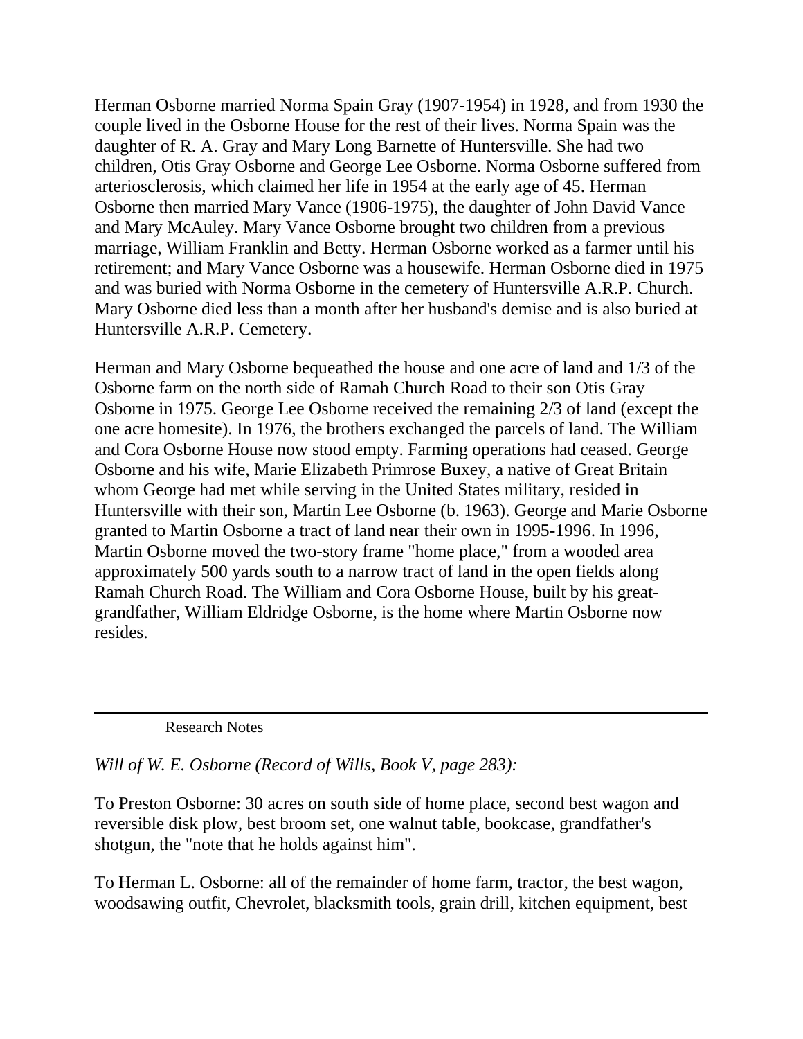Herman Osborne married Norma Spain Gray (1907-1954) in 1928, and from 1930 the couple lived in the Osborne House for the rest of their lives. Norma Spain was the daughter of R. A. Gray and Mary Long Barnette of Huntersville. She had two children, Otis Gray Osborne and George Lee Osborne. Norma Osborne suffered from arteriosclerosis, which claimed her life in 1954 at the early age of 45. Herman Osborne then married Mary Vance (1906-1975), the daughter of John David Vance and Mary McAuley. Mary Vance Osborne brought two children from a previous marriage, William Franklin and Betty. Herman Osborne worked as a farmer until his retirement; and Mary Vance Osborne was a housewife. Herman Osborne died in 1975 and was buried with Norma Osborne in the cemetery of Huntersville A.R.P. Church. Mary Osborne died less than a month after her husband's demise and is also buried at Huntersville A.R.P. Cemetery.

Herman and Mary Osborne bequeathed the house and one acre of land and 1/3 of the Osborne farm on the north side of Ramah Church Road to their son Otis Gray Osborne in 1975. George Lee Osborne received the remaining 2/3 of land (except the one acre homesite). In 1976, the brothers exchanged the parcels of land. The William and Cora Osborne House now stood empty. Farming operations had ceased. George Osborne and his wife, Marie Elizabeth Primrose Buxey, a native of Great Britain whom George had met while serving in the United States military, resided in Huntersville with their son, Martin Lee Osborne (b. 1963). George and Marie Osborne granted to Martin Osborne a tract of land near their own in 1995-1996. In 1996, Martin Osborne moved the two-story frame "home place," from a wooded area approximately 500 yards south to a narrow tract of land in the open fields along Ramah Church Road. The William and Cora Osborne House, built by his great-grandfather, William Eldridge Osborne, is the home where Martin Osborne now resides.

---

Research Notes

*Will of W. E. Osborne (Record of Wills, Book V, page 283):*

To Preston Osborne: 30 acres on south side of home place, second best wagon and reversible disk plow, best broom set, one walnut table, bookcase, grandfather's shotgun, the "note that he holds against him".

To Herman L. Osborne: all of the remainder of home farm, tractor, the best wagon, woodsawing outfit, Chevrolet, blacksmith tools, grain drill, kitchen equipment, best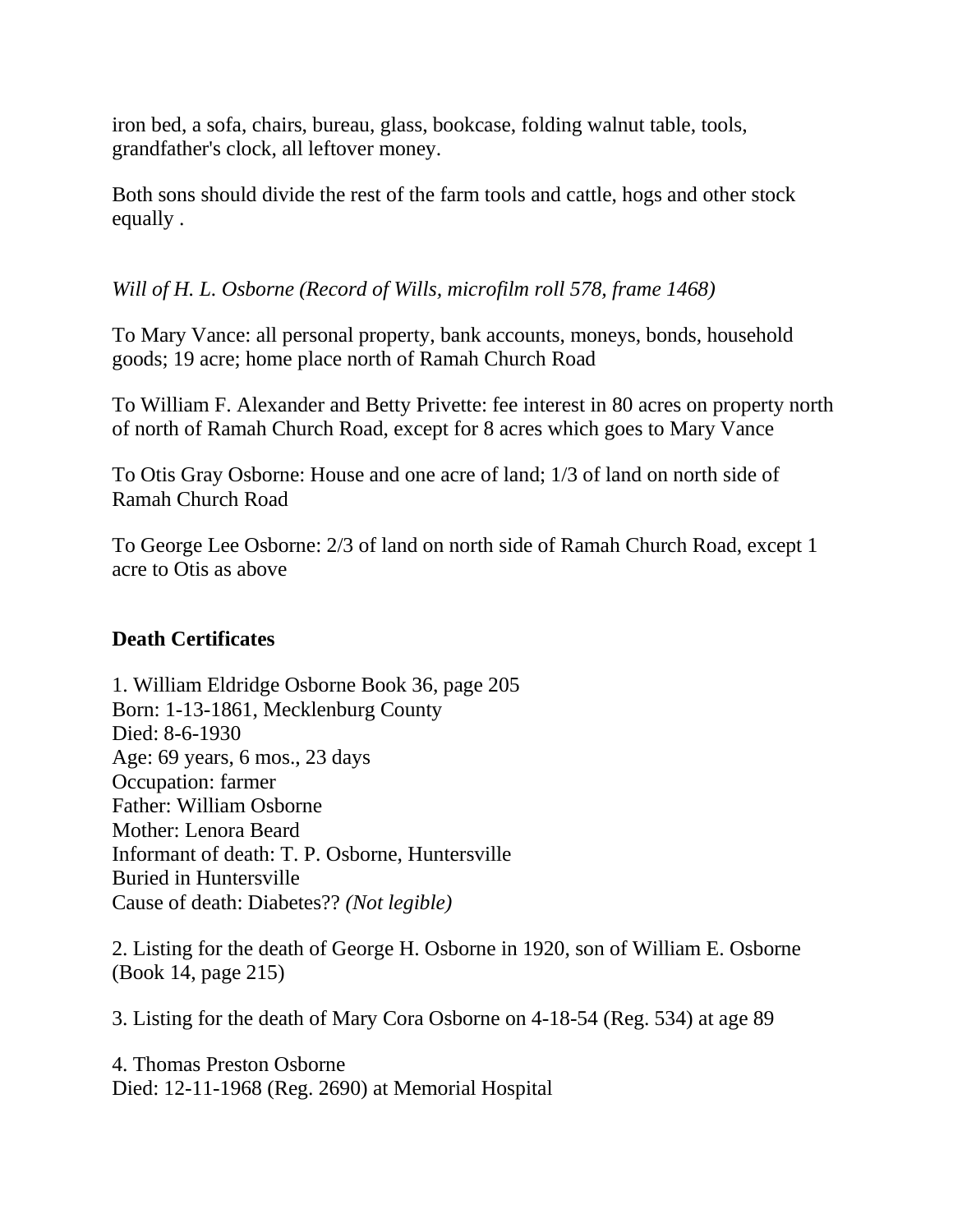iron bed, a sofa, chairs, bureau, glass, bookcase, folding walnut table, tools, grandfather's clock, all leftover money.

Both sons should divide the rest of the farm tools and cattle, hogs and other stock equally .

*Will of H. L. Osborne (Record of Wills, microfilm roll 578, frame 1468)*

To Mary Vance: all personal property, bank accounts, moneys, bonds, household goods; 19 acre; home place north of Ramah Church Road

To William F. Alexander and Betty Privette: fee interest in 80 acres on property north of north of Ramah Church Road, except for 8 acres which goes to Mary Vance

To Otis Gray Osborne: House and one acre of land; 1/3 of land on north side of Ramah Church Road

To George Lee Osborne: 2/3 of land on north side of Ramah Church Road, except 1 acre to Otis as above

**Death Certificates**

1. William Eldridge Osborne Book 36, page 205
Born: 1-13-1861, Mecklenburg County
Died: 8-6-1930
Age: 69 years, 6 mos., 23 days
Occupation: farmer
Father: William Osborne
Mother: Lenora Beard
Informant of death: T. P. Osborne, Huntersville
Buried in Huntersville
Cause of death: Diabetes?? *(Not legible)*

2. Listing for the death of George H. Osborne in 1920, son of William E. Osborne (Book 14, page 215)

3. Listing for the death of Mary Cora Osborne on 4-18-54 (Reg. 534) at age 89

4. Thomas Preston Osborne
Died: 12-11-1968 (Reg. 2690) at Memorial Hospital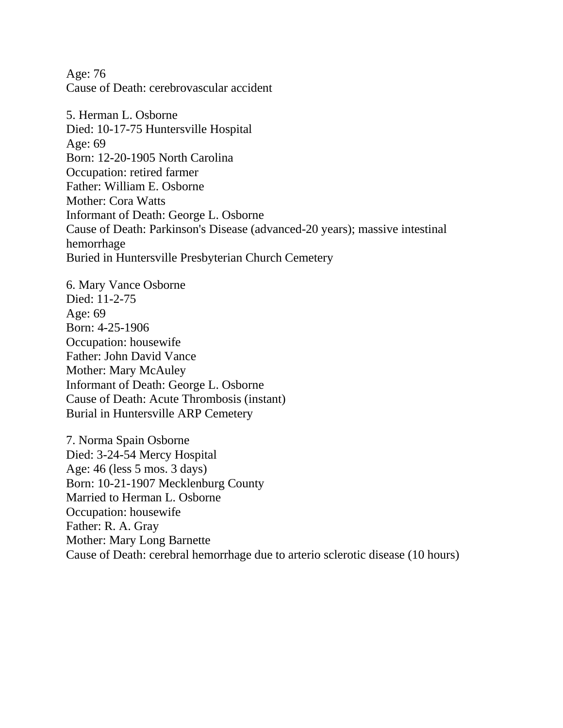Age: 76
Cause of Death: cerebrovascular accident

5. Herman L. Osborne
Died: 10-17-75 Huntersville Hospital
Age: 69
Born: 12-20-1905 North Carolina
Occupation: retired farmer
Father: William E. Osborne
Mother: Cora Watts
Informant of Death: George L. Osborne
Cause of Death: Parkinson's Disease (advanced-20 years); massive intestinal hemorrhage
Buried in Huntersville Presbyterian Church Cemetery

6. Mary Vance Osborne
Died: 11-2-75
Age: 69
Born: 4-25-1906
Occupation: housewife
Father: John David Vance
Mother: Mary McAuley
Informant of Death: George L. Osborne
Cause of Death: Acute Thrombosis (instant)
Burial in Huntersville ARP Cemetery

7. Norma Spain Osborne
Died: 3-24-54 Mercy Hospital
Age: 46 (less 5 mos. 3 days)
Born: 10-21-1907 Mecklenburg County
Married to Herman L. Osborne
Occupation: housewife
Father: R. A. Gray
Mother: Mary Long Barnette
Cause of Death: cerebral hemorrhage due to arterio sclerotic disease (10 hours)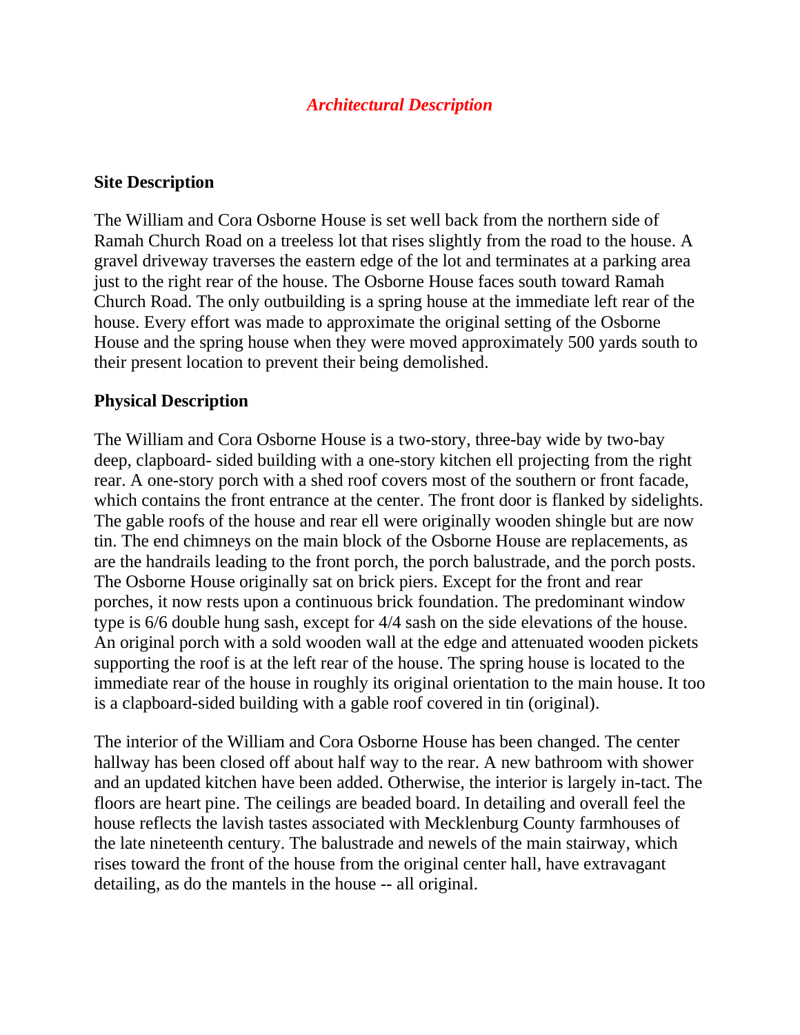## *Architectural Description*

### Site Description

The William and Cora Osborne House is set well back from the northern side of Ramah Church Road on a treeless lot that rises slightly from the road to the house. A gravel driveway traverses the eastern edge of the lot and terminates at a parking area just to the right rear of the house. The Osborne House faces south toward Ramah Church Road. The only outbuilding is a spring house at the immediate left rear of the house. Every effort was made to approximate the original setting of the Osborne House and the spring house when they were moved approximately 500 yards south to their present location to prevent their being demolished.

### Physical Description

The William and Cora Osborne House is a two-story, three-bay wide by two-bay deep, clapboard- sided building with a one-story kitchen ell projecting from the right rear. A one-story porch with a shed roof covers most of the southern or front facade, which contains the front entrance at the center. The front door is flanked by sidelights. The gable roofs of the house and rear ell were originally wooden shingle but are now tin. The end chimneys on the main block of the Osborne House are replacements, as are the handrails leading to the front porch, the porch balustrade, and the porch posts. The Osborne House originally sat on brick piers. Except for the front and rear porches, it now rests upon a continuous brick foundation. The predominant window type is 6/6 double hung sash, except for 4/4 sash on the side elevations of the house. An original porch with a sold wooden wall at the edge and attenuated wooden pickets supporting the roof is at the left rear of the house. The spring house is located to the immediate rear of the house in roughly its original orientation to the main house. It too is a clapboard-sided building with a gable roof covered in tin (original).

The interior of the William and Cora Osborne House has been changed. The center hallway has been closed off about half way to the rear. A new bathroom with shower and an updated kitchen have been added. Otherwise, the interior is largely in-tact. The floors are heart pine. The ceilings are beaded board. In detailing and overall feel the house reflects the lavish tastes associated with Mecklenburg County farmhouses of the late nineteenth century. The balustrade and newels of the main stairway, which rises toward the front of the house from the original center hall, have extravagant detailing, as do the mantels in the house -- all original.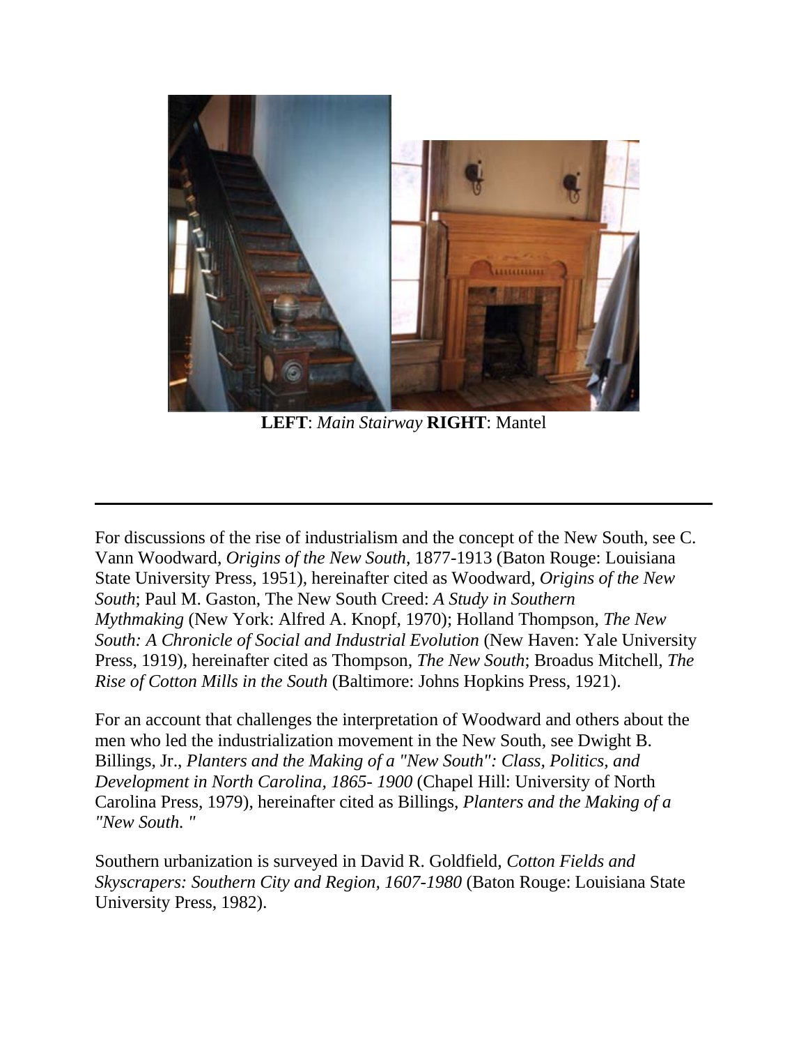**LEFT**: *Main Stairway* **RIGHT**: Mantel

---

For discussions of the rise of industrialism and the concept of the New South, see C. Vann Woodward, *Origins of the New South*, 1877-1913 (Baton Rouge: Louisiana State University Press, 1951), hereinafter cited as Woodward, *Origins of the New South*; Paul M. Gaston, The New South Creed: *A Study in Southern Mythmaking* (New York: Alfred A. Knopf, 1970); Holland Thompson, *The New South: A Chronicle of Social and Industrial Evolution* (New Haven: Yale University Press, 1919), hereinafter cited as Thompson, *The New South*; Broadus Mitchell, *The Rise of Cotton Mills in the South* (Baltimore: Johns Hopkins Press, 1921).

For an account that challenges the interpretation of Woodward and others about the men who led the industrialization movement in the New South, see Dwight B. Billings, Jr., *Planters and the Making of a "New South": Class, Politics, and Development in North Carolina, 1865- 1900* (Chapel Hill: University of North Carolina Press, 1979), hereinafter cited as Billings, *Planters and the Making of a "New South. "*

Southern urbanization is surveyed in David R. Goldfield, *Cotton Fields and Skyscrapers: Southern City and Region, 1607-1980* (Baton Rouge: Louisiana State University Press, 1982).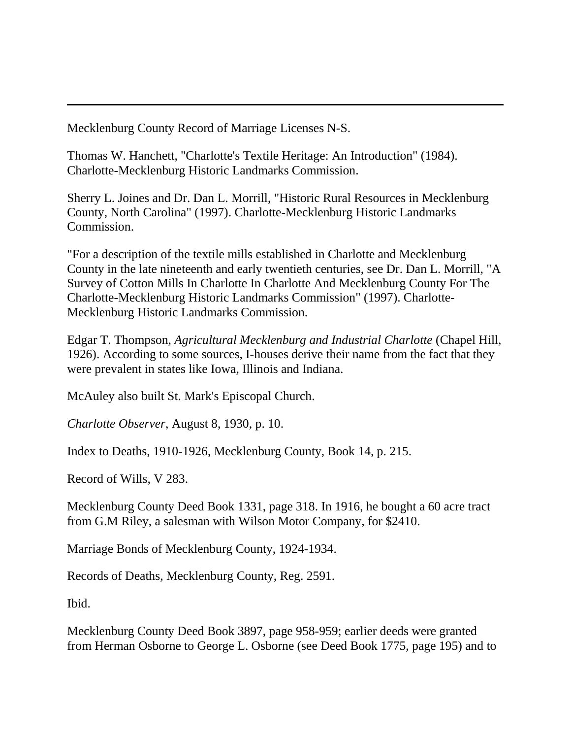---

Mecklenburg County Record of Marriage Licenses N-S.

Thomas W. Hanchett, "Charlotte's Textile Heritage: An Introduction" (1984). Charlotte-Mecklenburg Historic Landmarks Commission.

Sherry L. Joines and Dr. Dan L. Morrill, "Historic Rural Resources in Mecklenburg County, North Carolina" (1997). Charlotte-Mecklenburg Historic Landmarks Commission.

"For a description of the textile mills established in Charlotte and Mecklenburg County in the late nineteenth and early twentieth centuries, see Dr. Dan L. Morrill, "A Survey of Cotton Mills In Charlotte In Charlotte And Mecklenburg County For The Charlotte-Mecklenburg Historic Landmarks Commission" (1997). Charlotte-Mecklenburg Historic Landmarks Commission.

Edgar T. Thompson, *Agricultural Mecklenburg and Industrial Charlotte* (Chapel Hill, 1926). According to some sources, I-houses derive their name from the fact that they were prevalent in states like Iowa, Illinois and Indiana.

McAuley also built St. Mark's Episcopal Church.

*Charlotte Observer*, August 8, 1930, p. 10.

Index to Deaths, 1910-1926, Mecklenburg County, Book 14, p. 215.

Record of Wills, V 283.

Mecklenburg County Deed Book 1331, page 318. In 1916, he bought a 60 acre tract from G.M Riley, a salesman with Wilson Motor Company, for $2410.

Marriage Bonds of Mecklenburg County, 1924-1934.

Records of Deaths, Mecklenburg County, Reg. 2591.

Ibid.

Mecklenburg County Deed Book 3897, page 958-959; earlier deeds were granted from Herman Osborne to George L. Osborne (see Deed Book 1775, page 195) and to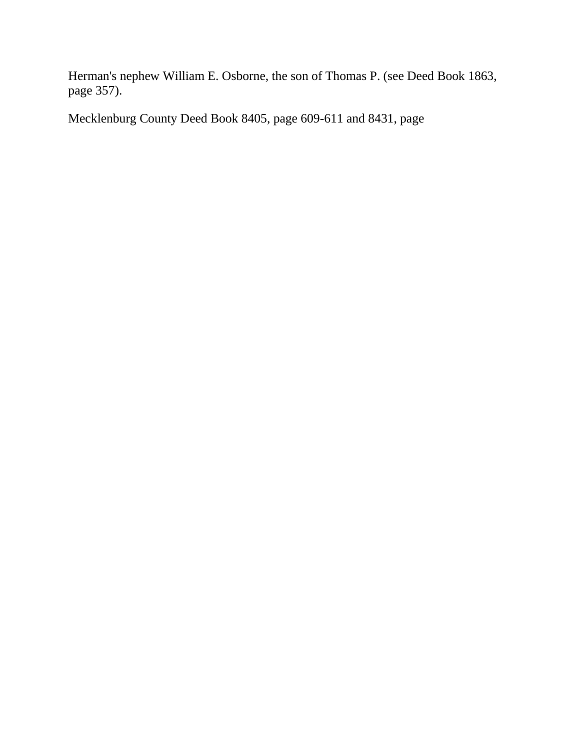Herman's nephew William E. Osborne, the son of Thomas P. (see Deed Book 1863, page 357).

Mecklenburg County Deed Book 8405, page 609-611 and 8431, page